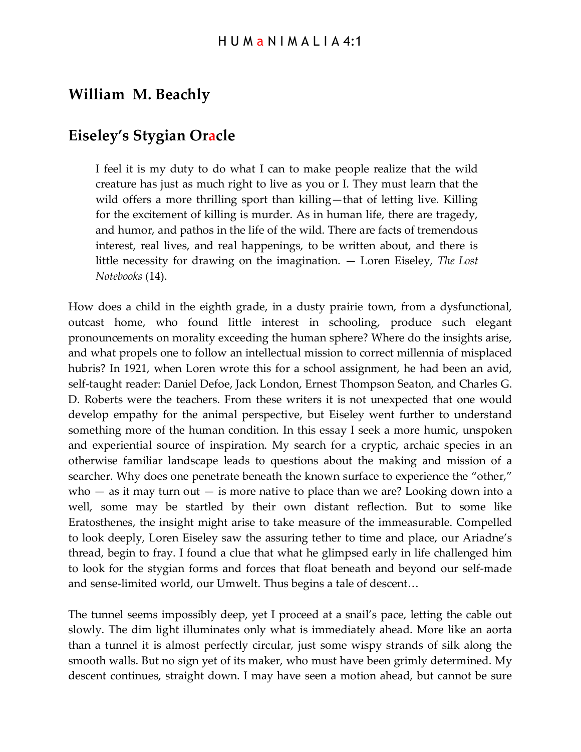# William M. Beachly

## Eiseley's Stygian Oracle

> I feel it is my duty to do what I can to make people realize that the wild creature has just as much right to live as you or I. They must learn that the wild offers a more thrilling sport than killing—that of letting live. Killing for the excitement of killing is murder. As in human life, there are tragedy, and humor, and pathos in the life of the wild. There are facts of tremendous interest, real lives, and real happenings, to be written about, and there is little necessity for drawing on the imagination. — Loren Eiseley, *The Lost Notebooks* (14).

How does a child in the eighth grade, in a dusty prairie town, from a dysfunctional, outcast home, who found little interest in schooling, produce such elegant pronouncements on morality exceeding the human sphere? Where do the insights arise, and what propels one to follow an intellectual mission to correct millennia of misplaced hubris? In 1921, when Loren wrote this for a school assignment, he had been an avid, self-taught reader: Daniel Defoe, Jack London, Ernest Thompson Seaton, and Charles G. D. Roberts were the teachers. From these writers it is not unexpected that one would develop empathy for the animal perspective, but Eiseley went further to understand something more of the human condition. In this essay I seek a more humic, unspoken and experiential source of inspiration. My search for a cryptic, archaic species in an otherwise familiar landscape leads to questions about the making and mission of a searcher. Why does one penetrate beneath the known surface to experience the "other," who — as it may turn out — is more native to place than we are? Looking down into a well, some may be startled by their own distant reflection. But to some like Eratosthenes, the insight might arise to take measure of the immeasurable. Compelled to look deeply, Loren Eiseley saw the assuring tether to time and place, our Ariadne's thread, begin to fray. I found a clue that what he glimpsed early in life challenged him to look for the stygian forms and forces that float beneath and beyond our self-made and sense-limited world, our Umwelt. Thus begins a tale of descent…

The tunnel seems impossibly deep, yet I proceed at a snail's pace, letting the cable out slowly. The dim light illuminates only what is immediately ahead. More like an aorta than a tunnel it is almost perfectly circular, just some wispy strands of silk along the smooth walls. But no sign yet of its maker, who must have been grimly determined. My descent continues, straight down. I may have seen a motion ahead, but cannot be sure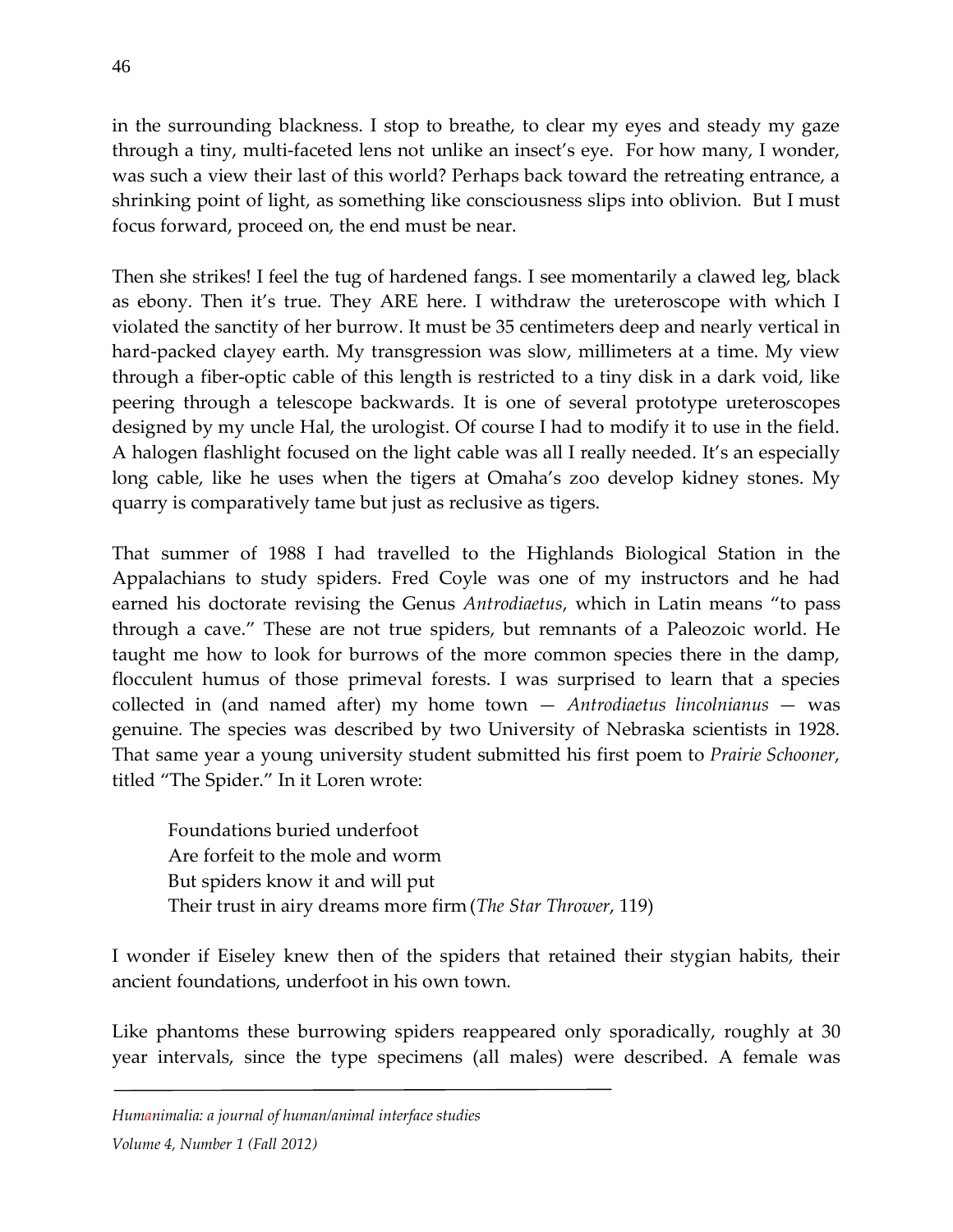in the surrounding blackness. I stop to breathe, to clear my eyes and steady my gaze through a tiny, multi-faceted lens not unlike an insect's eye. For how many, I wonder, was such a view their last of this world? Perhaps back toward the retreating entrance, a shrinking point of light, as something like consciousness slips into oblivion. But I must focus forward, proceed on, the end must be near.

Then she strikes! I feel the tug of hardened fangs. I see momentarily a clawed leg, black as ebony. Then it's true. They ARE here. I withdraw the ureteroscope with which I violated the sanctity of her burrow. It must be 35 centimeters deep and nearly vertical in hard-packed clayey earth. My transgression was slow, millimeters at a time. My view through a fiber-optic cable of this length is restricted to a tiny disk in a dark void, like peering through a telescope backwards. It is one of several prototype ureteroscopes designed by my uncle Hal, the urologist. Of course I had to modify it to use in the field. A halogen flashlight focused on the light cable was all I really needed. It's an especially long cable, like he uses when the tigers at Omaha's zoo develop kidney stones. My quarry is comparatively tame but just as reclusive as tigers.

That summer of 1988 I had travelled to the Highlands Biological Station in the Appalachians to study spiders. Fred Coyle was one of my instructors and he had earned his doctorate revising the Genus *Antrodiaetus*, which in Latin means "to pass through a cave." These are not true spiders, but remnants of a Paleozoic world. He taught me how to look for burrows of the more common species there in the damp, flocculent humus of those primeval forests. I was surprised to learn that a species collected in (and named after) my home town — *Antrodiaetus lincolnianus* — was genuine. The species was described by two University of Nebraska scientists in 1928. That same year a young university student submitted his first poem to *Prairie Schooner*, titled "The Spider." In it Loren wrote:

> Foundations buried underfoot
> Are forfeit to the mole and worm
> But spiders know it and will put
> Their trust in airy dreams more firm (*The Star Thrower*, 119)

I wonder if Eiseley knew then of the spiders that retained their stygian habits, their ancient foundations, underfoot in his own town.

Like phantoms these burrowing spiders reappeared only sporadically, roughly at 30 year intervals, since the type specimens (all males) were described. A female was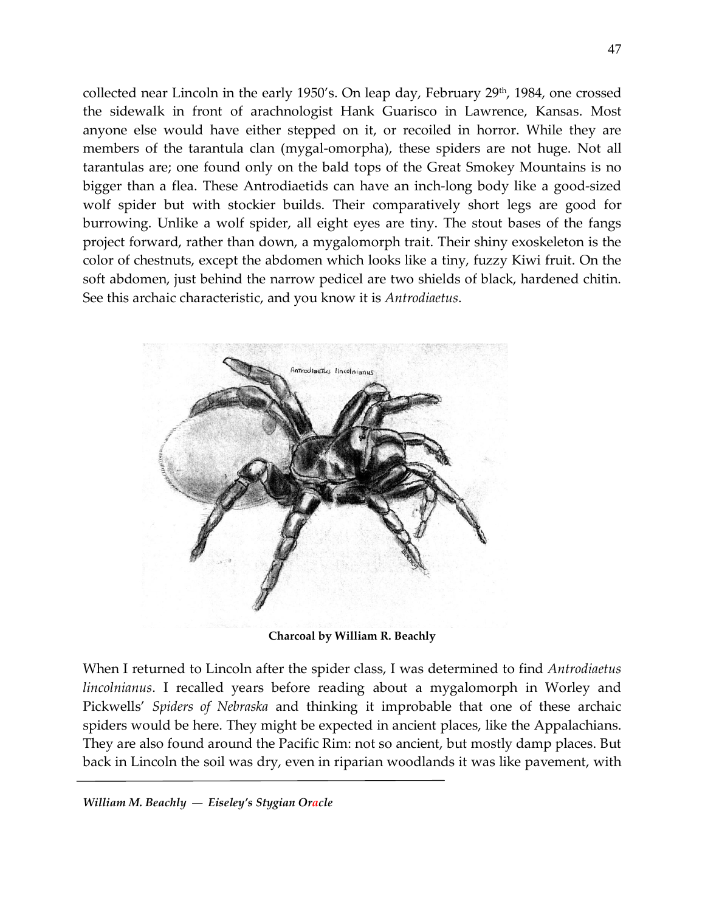collected near Lincoln in the early 1950's. On leap day, February 29th, 1984, one crossed the sidewalk in front of arachnologist Hank Guarisco in Lawrence, Kansas. Most anyone else would have either stepped on it, or recoiled in horror. While they are members of the tarantula clan (mygal-omorpha), these spiders are not huge. Not all tarantulas are; one found only on the bald tops of the Great Smokey Mountains is no bigger than a flea. These Antrodiaetids can have an inch-long body like a good-sized wolf spider but with stockier builds. Their comparatively short legs are good for burrowing. Unlike a wolf spider, all eight eyes are tiny. The stout bases of the fangs project forward, rather than down, a mygalomorph trait. Their shiny exoskeleton is the color of chestnuts, except the abdomen which looks like a tiny, fuzzy Kiwi fruit. On the soft abdomen, just behind the narrow pedicel are two shields of black, hardened chitin. See this archaic characteristic, and you know it is *Antrodiaetus*.

**Charcoal by William R. Beachly**

When I returned to Lincoln after the spider class, I was determined to find *Antrodiaetus lincolnianus*. I recalled years before reading about a mygalomorph in Worley and Pickwells' *Spiders of Nebraska* and thinking it improbable that one of these archaic spiders would be here. They might be expected in ancient places, like the Appalachians. They are also found around the Pacific Rim: not so ancient, but mostly damp places. But back in Lincoln the soil was dry, even in riparian woodlands it was like pavement, with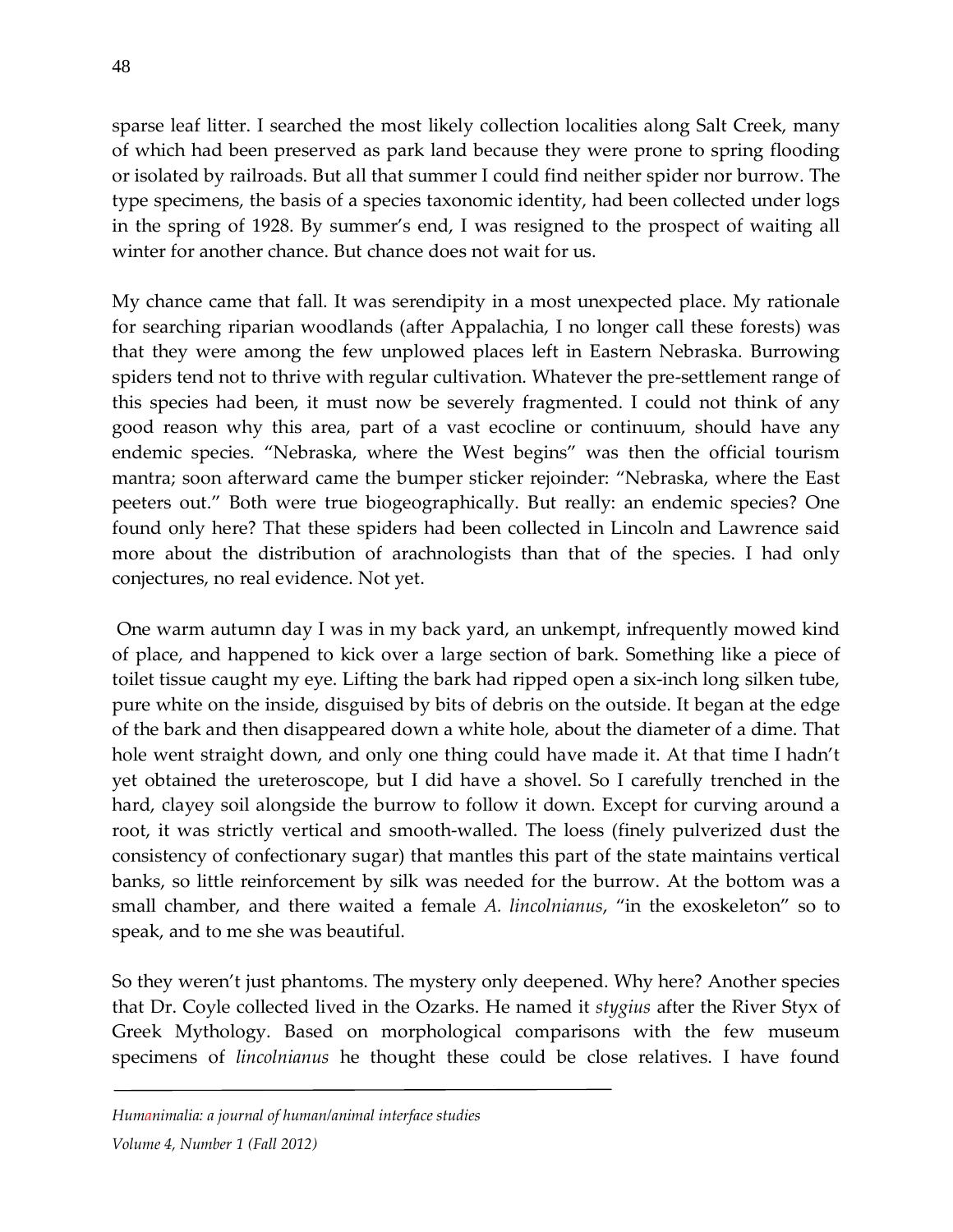sparse leaf litter. I searched the most likely collection localities along Salt Creek, many of which had been preserved as park land because they were prone to spring flooding or isolated by railroads. But all that summer I could find neither spider nor burrow. The type specimens, the basis of a species taxonomic identity, had been collected under logs in the spring of 1928. By summer's end, I was resigned to the prospect of waiting all winter for another chance. But chance does not wait for us.

My chance came that fall. It was serendipity in a most unexpected place. My rationale for searching riparian woodlands (after Appalachia, I no longer call these forests) was that they were among the few unplowed places left in Eastern Nebraska. Burrowing spiders tend not to thrive with regular cultivation. Whatever the pre-settlement range of this species had been, it must now be severely fragmented. I could not think of any good reason why this area, part of a vast ecocline or continuum, should have any endemic species. "Nebraska, where the West begins" was then the official tourism mantra; soon afterward came the bumper sticker rejoinder: "Nebraska, where the East peeters out." Both were true biogeographically. But really: an endemic species? One found only here? That these spiders had been collected in Lincoln and Lawrence said more about the distribution of arachnologists than that of the species. I had only conjectures, no real evidence. Not yet.

One warm autumn day I was in my back yard, an unkempt, infrequently mowed kind of place, and happened to kick over a large section of bark. Something like a piece of toilet tissue caught my eye. Lifting the bark had ripped open a six-inch long silken tube, pure white on the inside, disguised by bits of debris on the outside. It began at the edge of the bark and then disappeared down a white hole, about the diameter of a dime. That hole went straight down, and only one thing could have made it. At that time I hadn't yet obtained the ureteroscope, but I did have a shovel. So I carefully trenched in the hard, clayey soil alongside the burrow to follow it down. Except for curving around a root, it was strictly vertical and smooth-walled. The loess (finely pulverized dust the consistency of confectionary sugar) that mantles this part of the state maintains vertical banks, so little reinforcement by silk was needed for the burrow. At the bottom was a small chamber, and there waited a female *A. lincolnianus*, "in the exoskeleton" so to speak, and to me she was beautiful.

So they weren't just phantoms. The mystery only deepened. Why here? Another species that Dr. Coyle collected lived in the Ozarks. He named it *stygius* after the River Styx of Greek Mythology. Based on morphological comparisons with the few museum specimens of *lincolnianus* he thought these could be close relatives. I have found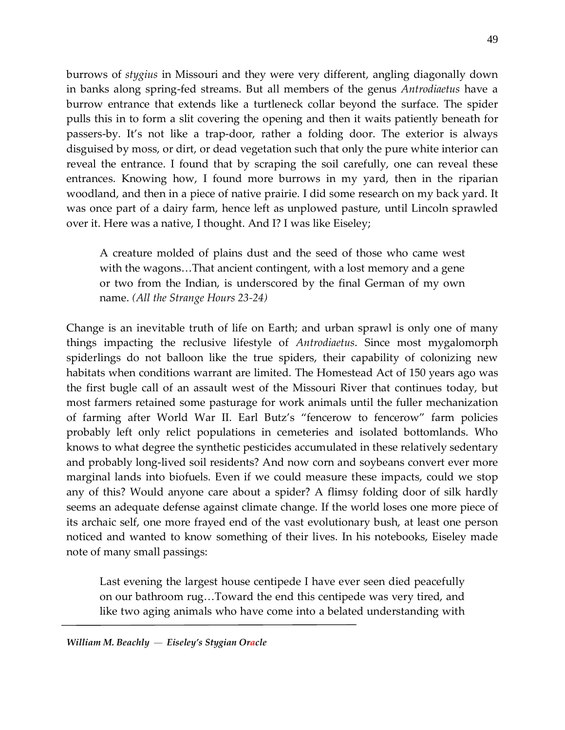burrows of *stygius* in Missouri and they were very different, angling diagonally down in banks along spring-fed streams. But all members of the genus *Antrodiaetus* have a burrow entrance that extends like a turtleneck collar beyond the surface. The spider pulls this in to form a slit covering the opening and then it waits patiently beneath for passers-by. It's not like a trap-door, rather a folding door. The exterior is always disguised by moss, or dirt, or dead vegetation such that only the pure white interior can reveal the entrance. I found that by scraping the soil carefully, one can reveal these entrances. Knowing how, I found more burrows in my yard, then in the riparian woodland, and then in a piece of native prairie. I did some research on my back yard. It was once part of a dairy farm, hence left as unplowed pasture, until Lincoln sprawled over it. Here was a native, I thought. And I? I was like Eiseley;

> A creature molded of plains dust and the seed of those who came west with the wagons…That ancient contingent, with a lost memory and a gene or two from the Indian, is underscored by the final German of my own name. *(All the Strange Hours 23-24)*

Change is an inevitable truth of life on Earth; and urban sprawl is only one of many things impacting the reclusive lifestyle of *Antrodiaetus*. Since most mygalomorph spiderlings do not balloon like the true spiders, their capability of colonizing new habitats when conditions warrant are limited. The Homestead Act of 150 years ago was the first bugle call of an assault west of the Missouri River that continues today, but most farmers retained some pasturage for work animals until the fuller mechanization of farming after World War II. Earl Butz's "fencerow to fencerow" farm policies probably left only relict populations in cemeteries and isolated bottomlands. Who knows to what degree the synthetic pesticides accumulated in these relatively sedentary and probably long-lived soil residents? And now corn and soybeans convert ever more marginal lands into biofuels. Even if we could measure these impacts, could we stop any of this? Would anyone care about a spider? A flimsy folding door of silk hardly seems an adequate defense against climate change. If the world loses one more piece of its archaic self, one more frayed end of the vast evolutionary bush, at least one person noticed and wanted to know something of their lives. In his notebooks, Eiseley made note of many small passings:

> Last evening the largest house centipede I have ever seen died peacefully on our bathroom rug…Toward the end this centipede was very tired, and like two aging animals who have come into a belated understanding with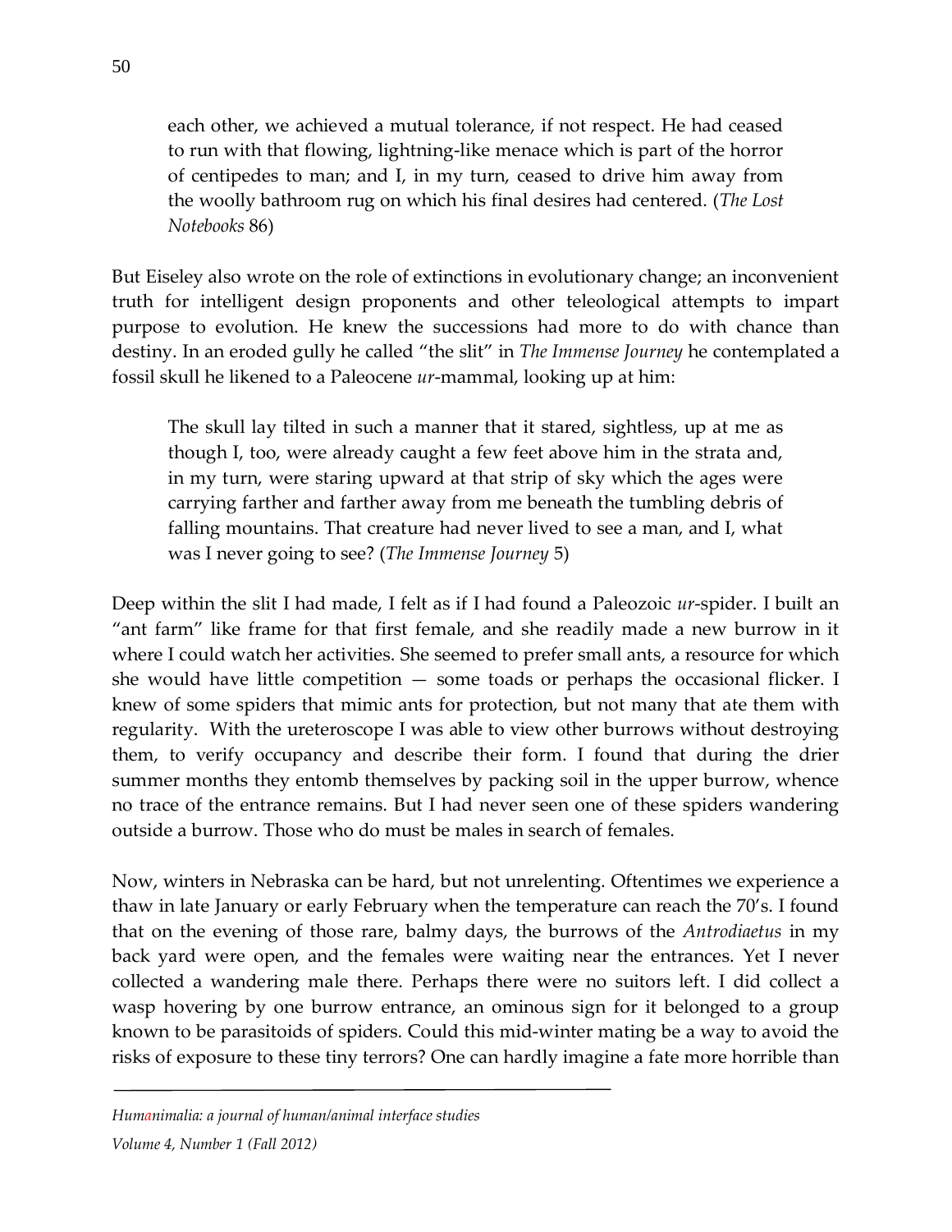> each other, we achieved a mutual tolerance, if not respect. He had ceased to run with that flowing, lightning-like menace which is part of the horror of centipedes to man; and I, in my turn, ceased to drive him away from the woolly bathroom rug on which his final desires had centered. (*The Lost Notebooks* 86)

But Eiseley also wrote on the role of extinctions in evolutionary change; an inconvenient truth for intelligent design proponents and other teleological attempts to impart purpose to evolution. He knew the successions had more to do with chance than destiny. In an eroded gully he called "the slit" in *The Immense Journey* he contemplated a fossil skull he likened to a Paleocene *ur*-mammal, looking up at him:

> The skull lay tilted in such a manner that it stared, sightless, up at me as though I, too, were already caught a few feet above him in the strata and, in my turn, were staring upward at that strip of sky which the ages were carrying farther and farther away from me beneath the tumbling debris of falling mountains. That creature had never lived to see a man, and I, what was I never going to see? (*The Immense Journey* 5)

Deep within the slit I had made, I felt as if I had found a Paleozoic *ur*-spider. I built an "ant farm" like frame for that first female, and she readily made a new burrow in it where I could watch her activities. She seemed to prefer small ants, a resource for which she would have little competition — some toads or perhaps the occasional flicker. I knew of some spiders that mimic ants for protection, but not many that ate them with regularity. With the ureteroscope I was able to view other burrows without destroying them, to verify occupancy and describe their form. I found that during the drier summer months they entomb themselves by packing soil in the upper burrow, whence no trace of the entrance remains. But I had never seen one of these spiders wandering outside a burrow. Those who do must be males in search of females.

Now, winters in Nebraska can be hard, but not unrelenting. Oftentimes we experience a thaw in late January or early February when the temperature can reach the 70's. I found that on the evening of those rare, balmy days, the burrows of the *Antrodiaetus* in my back yard were open, and the females were waiting near the entrances. Yet I never collected a wandering male there. Perhaps there were no suitors left. I did collect a wasp hovering by one burrow entrance, an ominous sign for it belonged to a group known to be parasitoids of spiders. Could this mid-winter mating be a way to avoid the risks of exposure to these tiny terrors? One can hardly imagine a fate more horrible than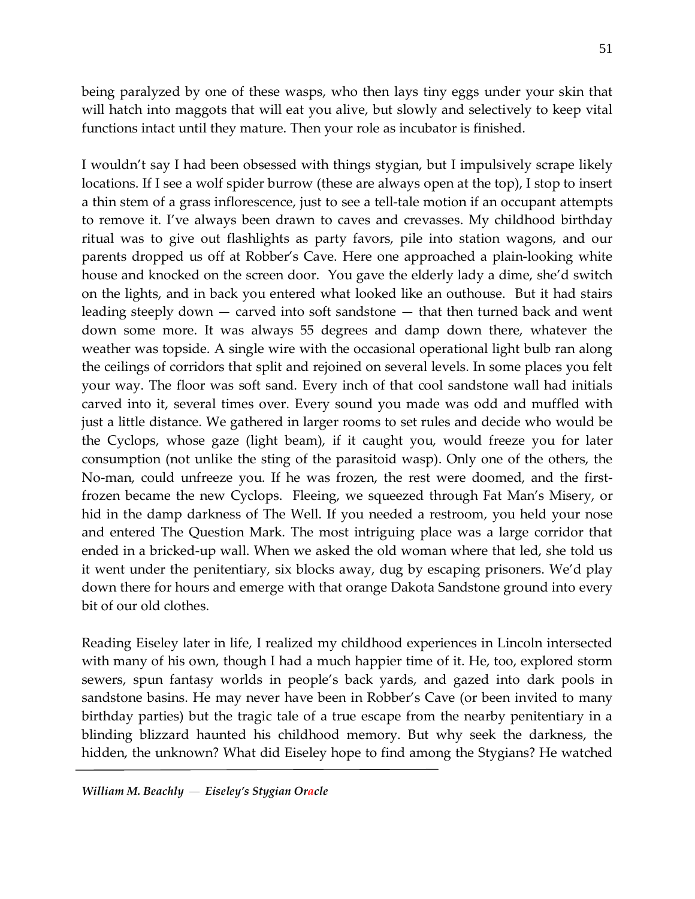being paralyzed by one of these wasps, who then lays tiny eggs under your skin that will hatch into maggots that will eat you alive, but slowly and selectively to keep vital functions intact until they mature. Then your role as incubator is finished.

I wouldn't say I had been obsessed with things stygian, but I impulsively scrape likely locations. If I see a wolf spider burrow (these are always open at the top), I stop to insert a thin stem of a grass inflorescence, just to see a tell-tale motion if an occupant attempts to remove it. I've always been drawn to caves and crevasses. My childhood birthday ritual was to give out flashlights as party favors, pile into station wagons, and our parents dropped us off at Robber's Cave. Here one approached a plain-looking white house and knocked on the screen door. You gave the elderly lady a dime, she'd switch on the lights, and in back you entered what looked like an outhouse. But it had stairs leading steeply down — carved into soft sandstone — that then turned back and went down some more. It was always 55 degrees and damp down there, whatever the weather was topside. A single wire with the occasional operational light bulb ran along the ceilings of corridors that split and rejoined on several levels. In some places you felt your way. The floor was soft sand. Every inch of that cool sandstone wall had initials carved into it, several times over. Every sound you made was odd and muffled with just a little distance. We gathered in larger rooms to set rules and decide who would be the Cyclops, whose gaze (light beam), if it caught you, would freeze you for later consumption (not unlike the sting of the parasitoid wasp). Only one of the others, the No-man, could unfreeze you. If he was frozen, the rest were doomed, and the first-frozen became the new Cyclops. Fleeing, we squeezed through Fat Man's Misery, or hid in the damp darkness of The Well. If you needed a restroom, you held your nose and entered The Question Mark. The most intriguing place was a large corridor that ended in a bricked-up wall. When we asked the old woman where that led, she told us it went under the penitentiary, six blocks away, dug by escaping prisoners. We'd play down there for hours and emerge with that orange Dakota Sandstone ground into every bit of our old clothes.

Reading Eiseley later in life, I realized my childhood experiences in Lincoln intersected with many of his own, though I had a much happier time of it. He, too, explored storm sewers, spun fantasy worlds in people's back yards, and gazed into dark pools in sandstone basins. He may never have been in Robber's Cave (or been invited to many birthday parties) but the tragic tale of a true escape from the nearby penitentiary in a blinding blizzard haunted his childhood memory. But why seek the darkness, the hidden, the unknown? What did Eiseley hope to find among the Stygians? He watched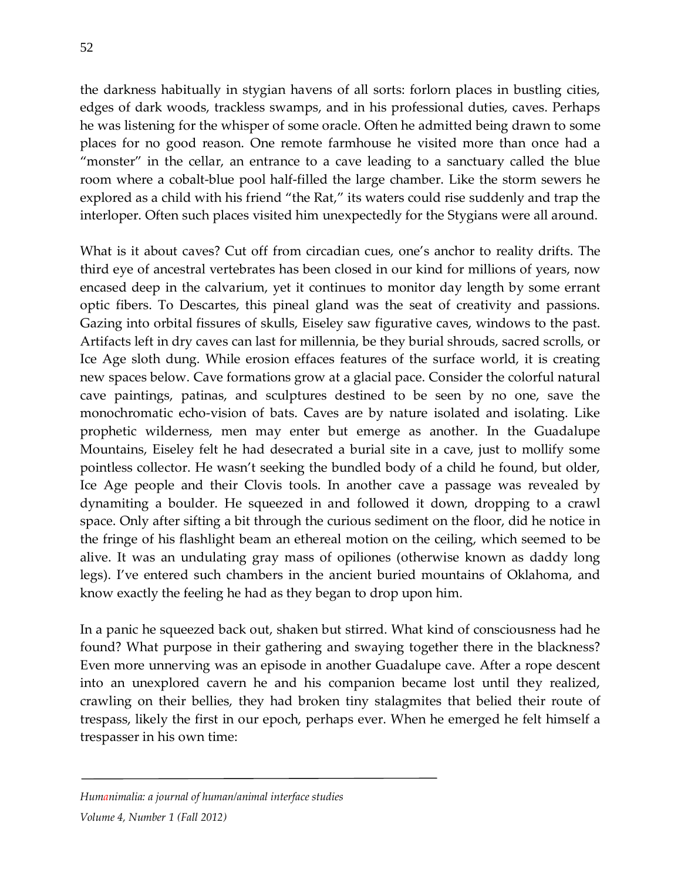the darkness habitually in stygian havens of all sorts: forlorn places in bustling cities, edges of dark woods, trackless swamps, and in his professional duties, caves. Perhaps he was listening for the whisper of some oracle. Often he admitted being drawn to some places for no good reason. One remote farmhouse he visited more than once had a "monster" in the cellar, an entrance to a cave leading to a sanctuary called the blue room where a cobalt-blue pool half-filled the large chamber. Like the storm sewers he explored as a child with his friend "the Rat," its waters could rise suddenly and trap the interloper. Often such places visited him unexpectedly for the Stygians were all around.

What is it about caves? Cut off from circadian cues, one's anchor to reality drifts. The third eye of ancestral vertebrates has been closed in our kind for millions of years, now encased deep in the calvarium, yet it continues to monitor day length by some errant optic fibers. To Descartes, this pineal gland was the seat of creativity and passions. Gazing into orbital fissures of skulls, Eiseley saw figurative caves, windows to the past. Artifacts left in dry caves can last for millennia, be they burial shrouds, sacred scrolls, or Ice Age sloth dung. While erosion effaces features of the surface world, it is creating new spaces below. Cave formations grow at a glacial pace. Consider the colorful natural cave paintings, patinas, and sculptures destined to be seen by no one, save the monochromatic echo-vision of bats. Caves are by nature isolated and isolating. Like prophetic wilderness, men may enter but emerge as another. In the Guadalupe Mountains, Eiseley felt he had desecrated a burial site in a cave, just to mollify some pointless collector. He wasn't seeking the bundled body of a child he found, but older, Ice Age people and their Clovis tools. In another cave a passage was revealed by dynamiting a boulder. He squeezed in and followed it down, dropping to a crawl space. Only after sifting a bit through the curious sediment on the floor, did he notice in the fringe of his flashlight beam an ethereal motion on the ceiling, which seemed to be alive. It was an undulating gray mass of opiliones (otherwise known as daddy long legs). I've entered such chambers in the ancient buried mountains of Oklahoma, and know exactly the feeling he had as they began to drop upon him.

In a panic he squeezed back out, shaken but stirred. What kind of consciousness had he found? What purpose in their gathering and swaying together there in the blackness? Even more unnerving was an episode in another Guadalupe cave. After a rope descent into an unexplored cavern he and his companion became lost until they realized, crawling on their bellies, they had broken tiny stalagmites that belied their route of trespass, likely the first in our epoch, perhaps ever. When he emerged he felt himself a trespasser in his own time: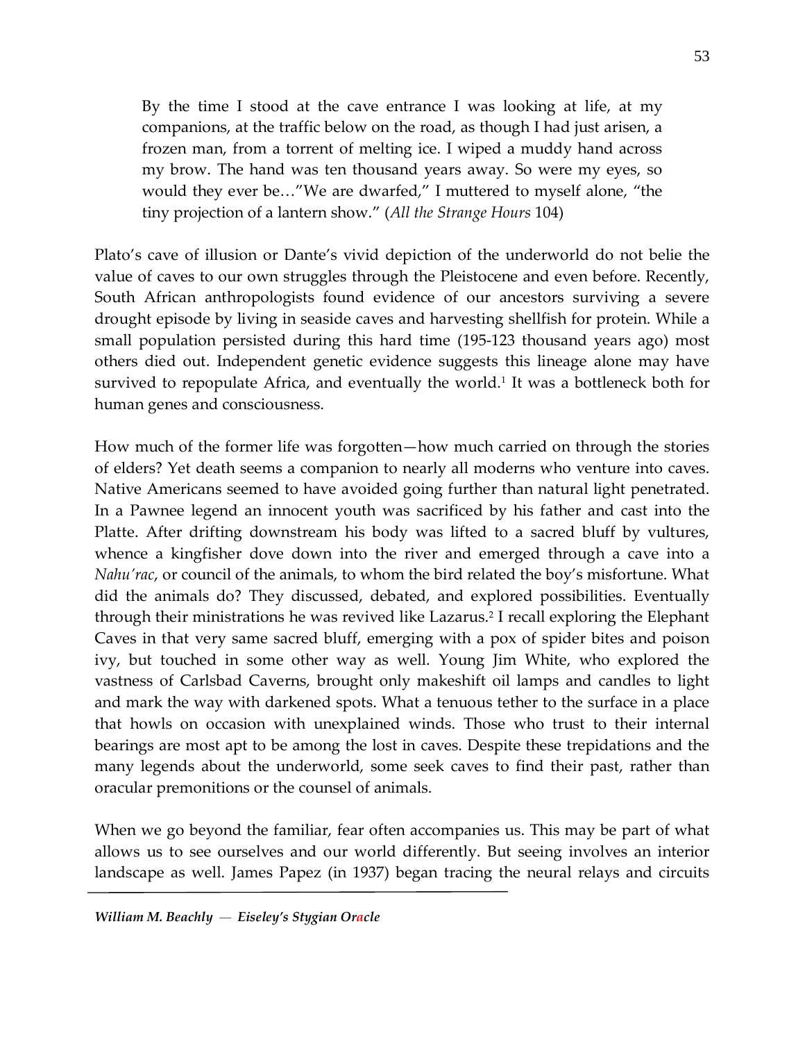> By the time I stood at the cave entrance I was looking at life, at my companions, at the traffic below on the road, as though I had just arisen, a frozen man, from a torrent of melting ice. I wiped a muddy hand across my brow. The hand was ten thousand years away. So were my eyes, so would they ever be…"We are dwarfed," I muttered to myself alone, "the tiny projection of a lantern show." (*All the Strange Hours* 104)

Plato's cave of illusion or Dante's vivid depiction of the underworld do not belie the value of caves to our own struggles through the Pleistocene and even before. Recently, South African anthropologists found evidence of our ancestors surviving a severe drought episode by living in seaside caves and harvesting shellfish for protein. While a small population persisted during this hard time (195-123 thousand years ago) most others died out. Independent genetic evidence suggests this lineage alone may have survived to repopulate Africa, and eventually the world.[1] It was a bottleneck both for human genes and consciousness.

How much of the former life was forgotten—how much carried on through the stories of elders? Yet death seems a companion to nearly all moderns who venture into caves. Native Americans seemed to have avoided going further than natural light penetrated. In a Pawnee legend an innocent youth was sacrificed by his father and cast into the Platte. After drifting downstream his body was lifted to a sacred bluff by vultures, whence a kingfisher dove down into the river and emerged through a cave into a *Nahu'rac*, or council of the animals, to whom the bird related the boy's misfortune. What did the animals do? They discussed, debated, and explored possibilities. Eventually through their ministrations he was revived like Lazarus.[2] I recall exploring the Elephant Caves in that very same sacred bluff, emerging with a pox of spider bites and poison ivy, but touched in some other way as well. Young Jim White, who explored the vastness of Carlsbad Caverns, brought only makeshift oil lamps and candles to light and mark the way with darkened spots. What a tenuous tether to the surface in a place that howls on occasion with unexplained winds. Those who trust to their internal bearings are most apt to be among the lost in caves. Despite these trepidations and the many legends about the underworld, some seek caves to find their past, rather than oracular premonitions or the counsel of animals.

When we go beyond the familiar, fear often accompanies us. This may be part of what allows us to see ourselves and our world differently. But seeing involves an interior landscape as well. James Papez (in 1937) began tracing the neural relays and circuits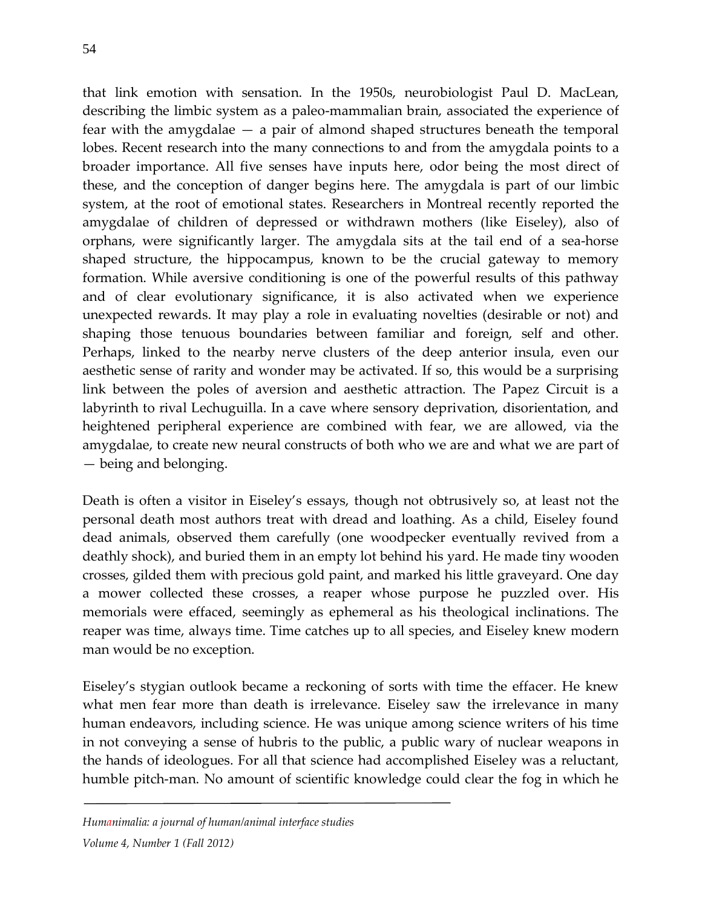that link emotion with sensation. In the 1950s, neurobiologist Paul D. MacLean, describing the limbic system as a paleo-mammalian brain, associated the experience of fear with the amygdalae — a pair of almond shaped structures beneath the temporal lobes. Recent research into the many connections to and from the amygdala points to a broader importance. All five senses have inputs here, odor being the most direct of these, and the conception of danger begins here. The amygdala is part of our limbic system, at the root of emotional states. Researchers in Montreal recently reported the amygdalae of children of depressed or withdrawn mothers (like Eiseley), also of orphans, were significantly larger. The amygdala sits at the tail end of a sea-horse shaped structure, the hippocampus, known to be the crucial gateway to memory formation. While aversive conditioning is one of the powerful results of this pathway and of clear evolutionary significance, it is also activated when we experience unexpected rewards. It may play a role in evaluating novelties (desirable or not) and shaping those tenuous boundaries between familiar and foreign, self and other. Perhaps, linked to the nearby nerve clusters of the deep anterior insula, even our aesthetic sense of rarity and wonder may be activated. If so, this would be a surprising link between the poles of aversion and aesthetic attraction. The Papez Circuit is a labyrinth to rival Lechuguilla. In a cave where sensory deprivation, disorientation, and heightened peripheral experience are combined with fear, we are allowed, via the amygdalae, to create new neural constructs of both who we are and what we are part of — being and belonging.

Death is often a visitor in Eiseley's essays, though not obtrusively so, at least not the personal death most authors treat with dread and loathing. As a child, Eiseley found dead animals, observed them carefully (one woodpecker eventually revived from a deathly shock), and buried them in an empty lot behind his yard. He made tiny wooden crosses, gilded them with precious gold paint, and marked his little graveyard. One day a mower collected these crosses, a reaper whose purpose he puzzled over. His memorials were effaced, seemingly as ephemeral as his theological inclinations. The reaper was time, always time. Time catches up to all species, and Eiseley knew modern man would be no exception.

Eiseley's stygian outlook became a reckoning of sorts with time the effacer. He knew what men fear more than death is irrelevance. Eiseley saw the irrelevance in many human endeavors, including science. He was unique among science writers of his time in not conveying a sense of hubris to the public, a public wary of nuclear weapons in the hands of ideologues. For all that science had accomplished Eiseley was a reluctant, humble pitch-man. No amount of scientific knowledge could clear the fog in which he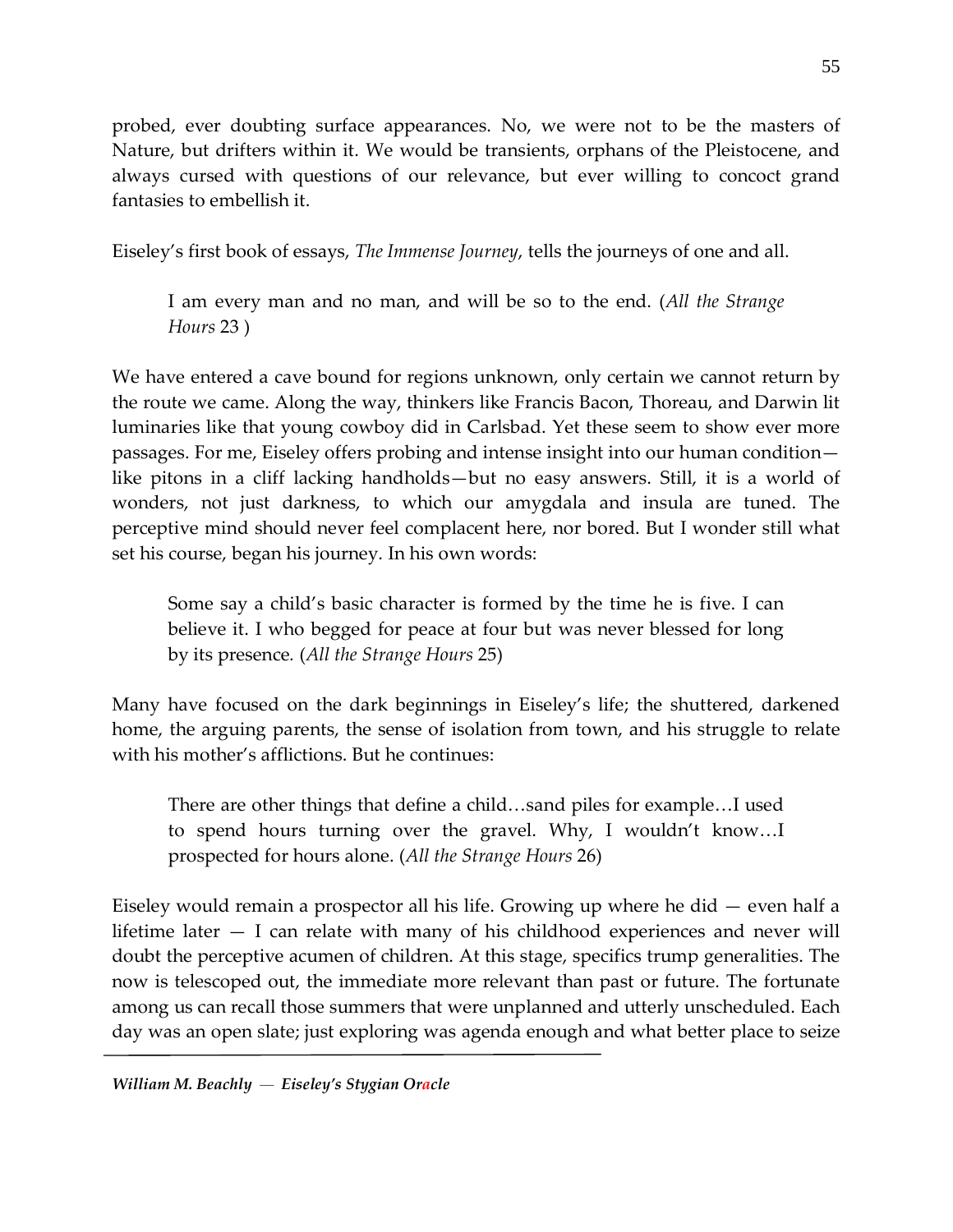probed, ever doubting surface appearances. No, we were not to be the masters of Nature, but drifters within it. We would be transients, orphans of the Pleistocene, and always cursed with questions of our relevance, but ever willing to concoct grand fantasies to embellish it.

Eiseley's first book of essays, *The Immense Journey*, tells the journeys of one and all.

> I am every man and no man, and will be so to the end. (*All the Strange Hours* 23 )

We have entered a cave bound for regions unknown, only certain we cannot return by the route we came. Along the way, thinkers like Francis Bacon, Thoreau, and Darwin lit luminaries like that young cowboy did in Carlsbad. Yet these seem to show ever more passages. For me, Eiseley offers probing and intense insight into our human condition—like pitons in a cliff lacking handholds—but no easy answers. Still, it is a world of wonders, not just darkness, to which our amygdala and insula are tuned. The perceptive mind should never feel complacent here, nor bored. But I wonder still what set his course, began his journey. In his own words:

> Some say a child's basic character is formed by the time he is five. I can believe it. I who begged for peace at four but was never blessed for long by its presence. (*All the Strange Hours* 25)

Many have focused on the dark beginnings in Eiseley's life; the shuttered, darkened home, the arguing parents, the sense of isolation from town, and his struggle to relate with his mother's afflictions. But he continues:

> There are other things that define a child…sand piles for example…I used to spend hours turning over the gravel. Why, I wouldn't know…I prospected for hours alone. (*All the Strange Hours* 26)

Eiseley would remain a prospector all his life. Growing up where he did — even half a lifetime later — I can relate with many of his childhood experiences and never will doubt the perceptive acumen of children. At this stage, specifics trump generalities. The now is telescoped out, the immediate more relevant than past or future. The fortunate among us can recall those summers that were unplanned and utterly unscheduled. Each day was an open slate; just exploring was agenda enough and what better place to seize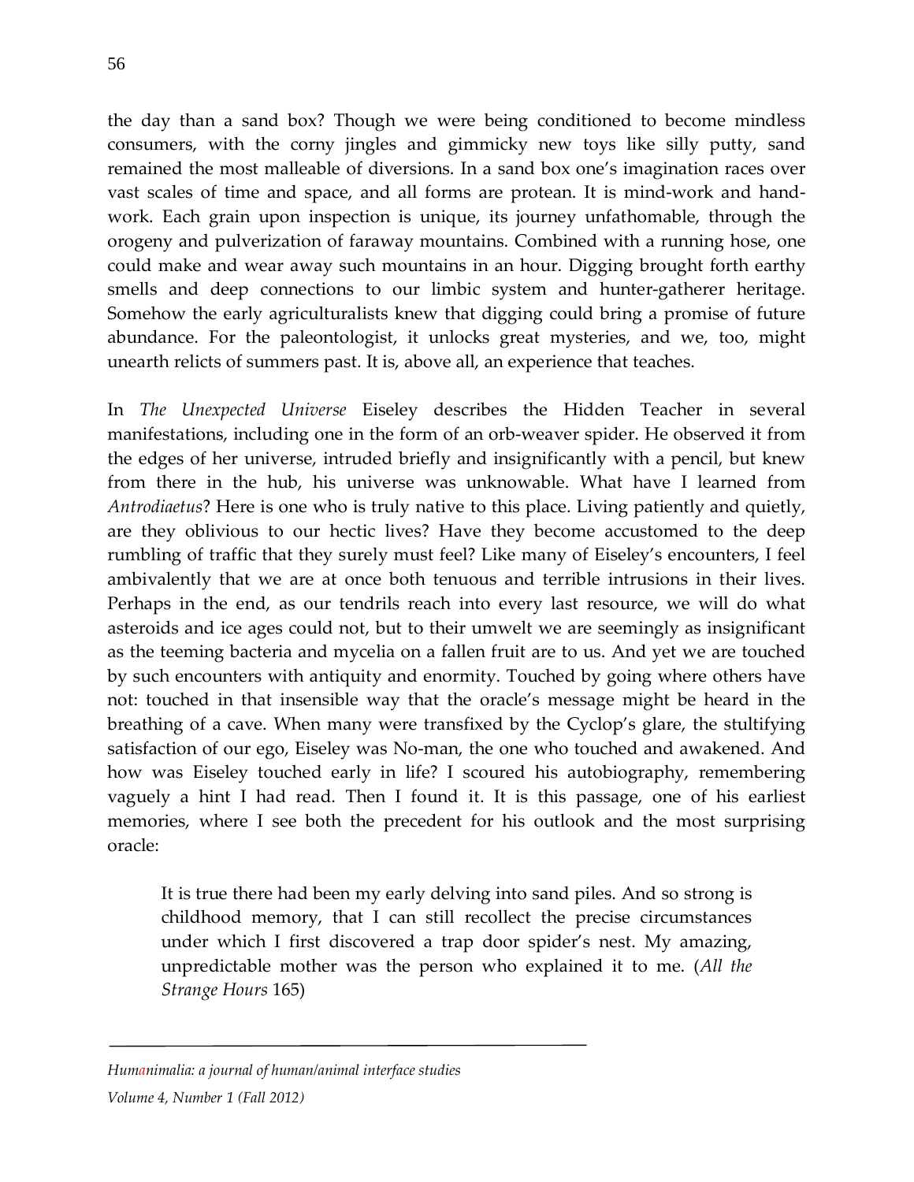the day than a sand box? Though we were being conditioned to become mindless consumers, with the corny jingles and gimmicky new toys like silly putty, sand remained the most malleable of diversions. In a sand box one's imagination races over vast scales of time and space, and all forms are protean. It is mind-work and hand-work. Each grain upon inspection is unique, its journey unfathomable, through the orogeny and pulverization of faraway mountains. Combined with a running hose, one could make and wear away such mountains in an hour. Digging brought forth earthy smells and deep connections to our limbic system and hunter-gatherer heritage. Somehow the early agriculturalists knew that digging could bring a promise of future abundance. For the paleontologist, it unlocks great mysteries, and we, too, might unearth relicts of summers past. It is, above all, an experience that teaches.

In *The Unexpected Universe* Eiseley describes the Hidden Teacher in several manifestations, including one in the form of an orb-weaver spider. He observed it from the edges of her universe, intruded briefly and insignificantly with a pencil, but knew from there in the hub, his universe was unknowable. What have I learned from *Antrodiaetus*? Here is one who is truly native to this place. Living patiently and quietly, are they oblivious to our hectic lives? Have they become accustomed to the deep rumbling of traffic that they surely must feel? Like many of Eiseley's encounters, I feel ambivalently that we are at once both tenuous and terrible intrusions in their lives. Perhaps in the end, as our tendrils reach into every last resource, we will do what asteroids and ice ages could not, but to their umwelt we are seemingly as insignificant as the teeming bacteria and mycelia on a fallen fruit are to us. And yet we are touched by such encounters with antiquity and enormity. Touched by going where others have not: touched in that insensible way that the oracle's message might be heard in the breathing of a cave. When many were transfixed by the Cyclop's glare, the stultifying satisfaction of our ego, Eiseley was No-man, the one who touched and awakened. And how was Eiseley touched early in life? I scoured his autobiography, remembering vaguely a hint I had read. Then I found it. It is this passage, one of his earliest memories, where I see both the precedent for his outlook and the most surprising oracle:

> It is true there had been my early delving into sand piles. And so strong is childhood memory, that I can still recollect the precise circumstances under which I first discovered a trap door spider's nest. My amazing, unpredictable mother was the person who explained it to me. (*All the Strange Hours* 165)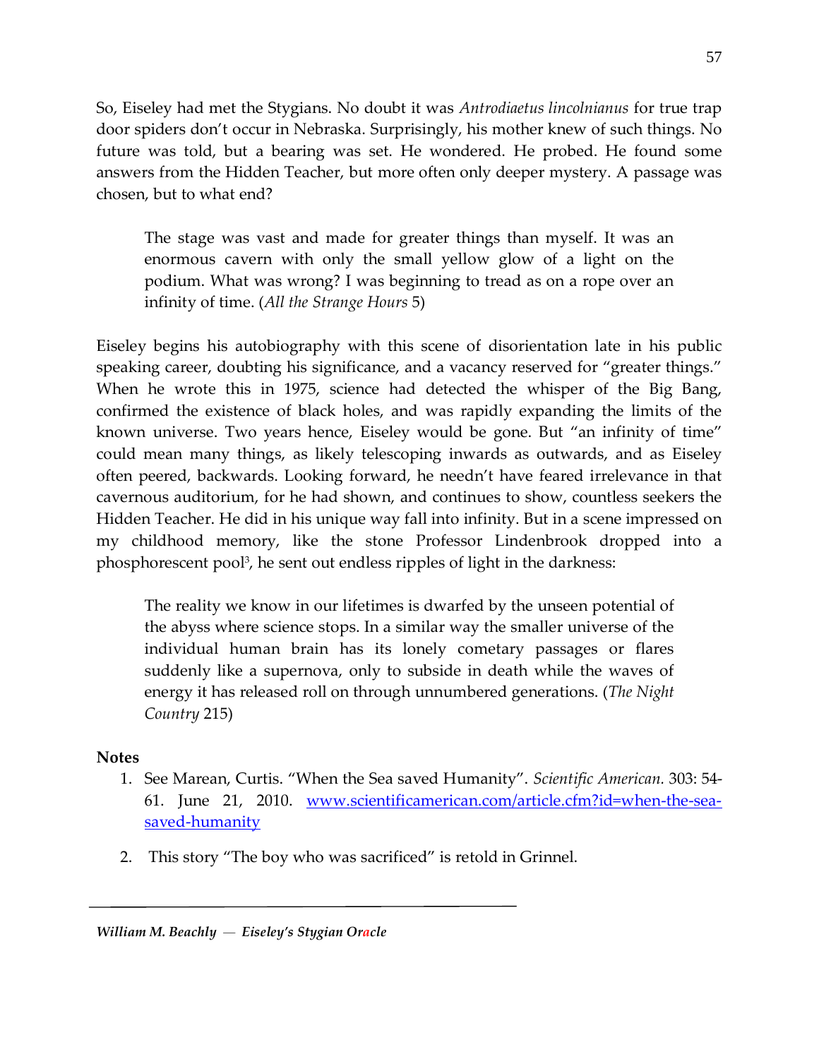So, Eiseley had met the Stygians. No doubt it was *Antrodiaetus lincolnianus* for true trap door spiders don't occur in Nebraska. Surprisingly, his mother knew of such things. No future was told, but a bearing was set. He wondered. He probed. He found some answers from the Hidden Teacher, but more often only deeper mystery. A passage was chosen, but to what end?

> The stage was vast and made for greater things than myself. It was an enormous cavern with only the small yellow glow of a light on the podium. What was wrong? I was beginning to tread as on a rope over an infinity of time. (*All the Strange Hours* 5)

Eiseley begins his autobiography with this scene of disorientation late in his public speaking career, doubting his significance, and a vacancy reserved for "greater things." When he wrote this in 1975, science had detected the whisper of the Big Bang, confirmed the existence of black holes, and was rapidly expanding the limits of the known universe. Two years hence, Eiseley would be gone. But "an infinity of time" could mean many things, as likely telescoping inwards as outwards, and as Eiseley often peered, backwards. Looking forward, he needn't have feared irrelevance in that cavernous auditorium, for he had shown, and continues to show, countless seekers the Hidden Teacher. He did in his unique way fall into infinity. But in a scene impressed on my childhood memory, like the stone Professor Lindenbrook dropped into a phosphorescent pool[3], he sent out endless ripples of light in the darkness:

> The reality we know in our lifetimes is dwarfed by the unseen potential of the abyss where science stops. In a similar way the smaller universe of the individual human brain has its lonely cometary passages or flares suddenly like a supernova, only to subside in death while the waves of energy it has released roll on through unnumbered generations. (*The Night Country* 215)

**Notes**

1. See Marean, Curtis. "When the Sea saved Humanity". *Scientific American.* 303: 54-61. June 21, 2010. [www.scientificamerican.com/article.cfm?id=when-the-sea-saved-humanity](www.scientificamerican.com/article.cfm?id=when-the-sea-saved-humanity)

2. This story "The boy who was sacrificed" is retold in Grinnel.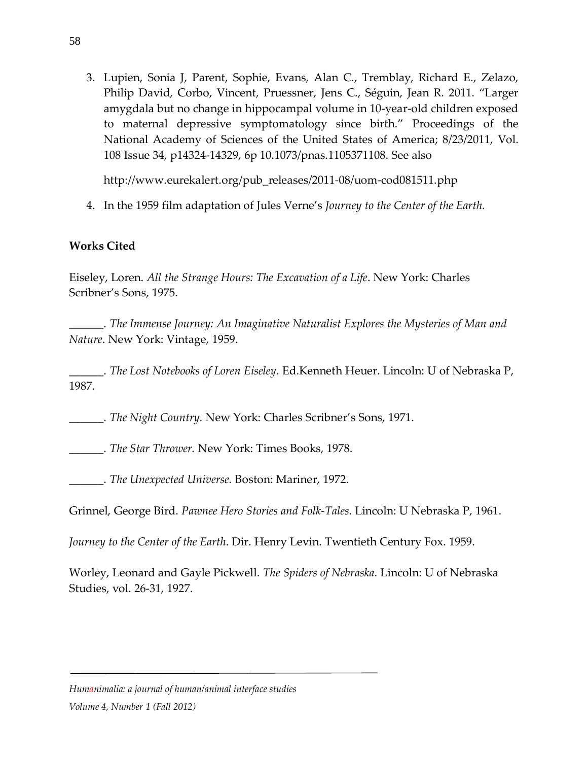3. Lupien, Sonia J, Parent, Sophie, Evans, Alan C., Tremblay, Richard E., Zelazo, Philip David, Corbo, Vincent, Pruessner, Jens C., Séguin, Jean R. 2011. "Larger amygdala but no change in hippocampal volume in 10-year-old children exposed to maternal depressive symptomatology since birth." Proceedings of the National Academy of Sciences of the United States of America; 8/23/2011, Vol. 108 Issue 34, p14324-14329, 6p 10.1073/pnas.1105371108. See also

   http://www.eurekalert.org/pub_releases/2011-08/uom-cod081511.php

4. In the 1959 film adaptation of Jules Verne's *Journey to the Center of the Earth.*

**Works Cited**

Eiseley, Loren. *All the Strange Hours: The Excavation of a Life*. New York: Charles Scribner's Sons, 1975.

______. *The Immense Journey: An Imaginative Naturalist Explores the Mysteries of Man and Nature*. New York: Vintage, 1959.

______. *The Lost Notebooks of Loren Eiseley*. Ed.Kenneth Heuer. Lincoln: U of Nebraska P, 1987.

______. *The Night Country.* New York: Charles Scribner's Sons, 1971.

______. *The Star Thrower.* New York: Times Books, 1978.

______. *The Unexpected Universe.* Boston: Mariner, 1972.

Grinnel, George Bird. *Pawnee Hero Stories and Folk-Tales*. Lincoln: U Nebraska P, 1961.

*Journey to the Center of the Earth*. Dir. Henry Levin. Twentieth Century Fox. 1959.

Worley, Leonard and Gayle Pickwell. *The Spiders of Nebraska*. Lincoln: U of Nebraska Studies, vol. 26-31, 1927.